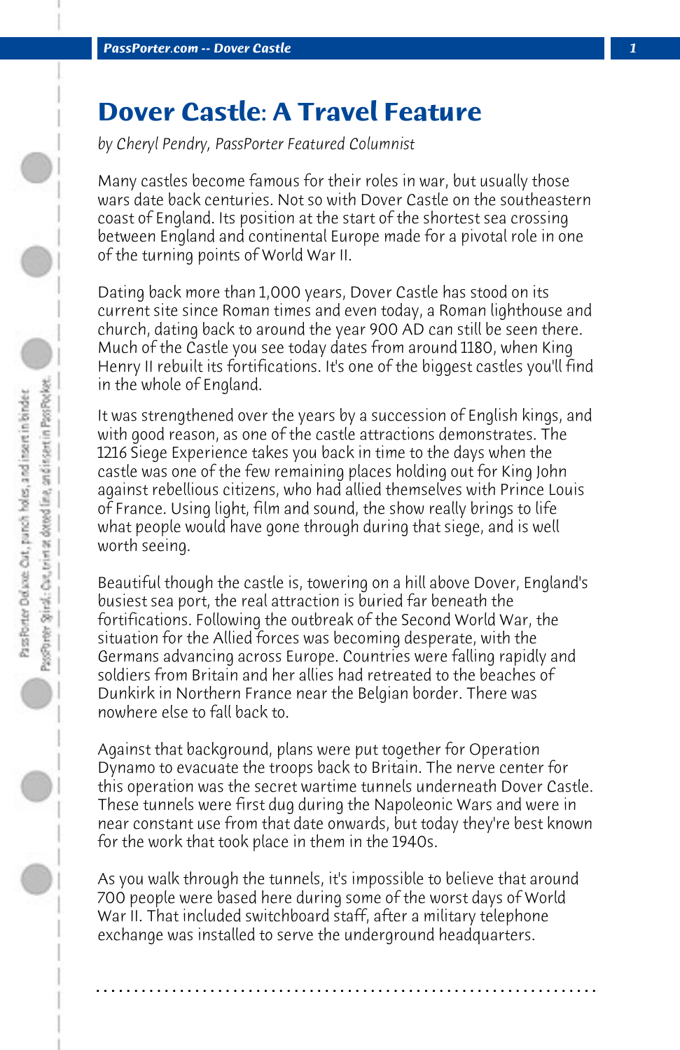# Dover Castle: A Travel Feature

*by Cheryl Pendry, PassPorter Featured Columnist*

Many castles become famous for their roles in war, but usually those wars date back centuries. Not so with Dover Castle on the southeastern coast of England. Its position at the start of the shortest sea crossing between England and continental Europe made for a pivotal role in one of the turning points of World War II.

Dating back more than 1,000 years, Dover Castle has stood on its current site since Roman times and even today, a Roman lighthouse and church, dating back to around the year 900 AD can still be seen there. Much of the Castle you see today dates from around 1180, when King Henry II rebuilt its fortifications. It's one of the biggest castles you'll find in the whole of England.

It was strengthened over the years by a succession of English kings, and with good reason, as one of the castle attractions demonstrates. The 1216 Siege Experience takes you back in time to the days when the castle was one of the few remaining places holding out for King John against rebellious citizens, who had allied themselves with Prince Louis of France. Using light, film and sound, the show really brings to life what people would have gone through during that siege, and is well worth seeing.

Beautiful though the castle is, towering on a hill above Dover, England's busiest sea port, the real attraction is buried far beneath the fortifications. Following the outbreak of the Second World War, the situation for the Allied forces was becoming desperate, with the Germans advancing across Europe. Countries were falling rapidly and soldiers from Britain and her allies had retreated to the beaches of Dunkirk in Northern France near the Belgian border. There was nowhere else to fall back to.

Against that background, plans were put together for Operation Dynamo to evacuate the troops back to Britain. The nerve center for this operation was the secret wartime tunnels underneath Dover Castle. These tunnels were first dug during the Napoleonic Wars and were in near constant use from that date onwards, but today they're best known for the work that took place in them in the 1940s.

As you walk through the tunnels, it's impossible to believe that around 700 people were based here during some of the worst days of World War II. That included switchboard staff, after a military telephone exchange was installed to serve the underground headquarters.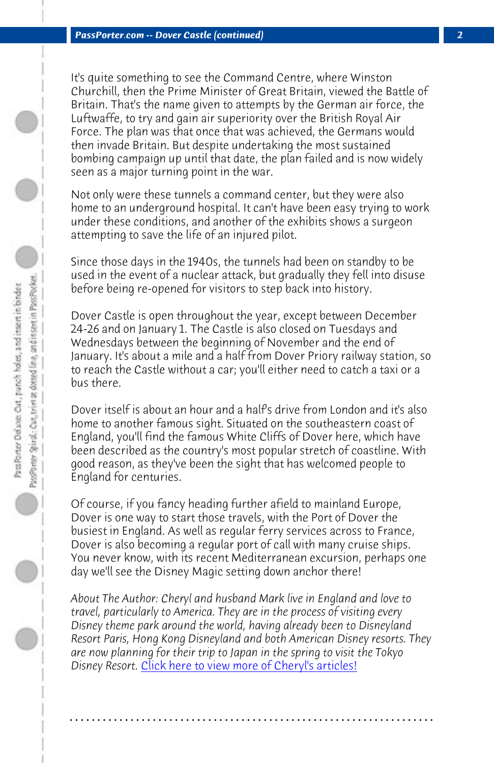It's quite something to see the Command Centre, where Winston Churchill, then the Prime Minister of Great Britain, viewed the Battle of Britain. That's the name given to attempts by the German air force, the Luftwaffe, to try and gain air superiority over the British Royal Air Force. The plan was that once that was achieved, the Germans would then invade Britain. But despite undertaking the most sustained bombing campaign up until that date, the plan failed and is now widely seen as a major turning point in the war.

Not only were these tunnels a command center, but they were also home to an underground hospital. It can't have been easy trying to work under these conditions, and another of the exhibits shows a surgeon attempting to save the life of an injured pilot.

Since those days in the 1940s, the tunnels had been on standby to be used in the event of a nuclear attack, but gradually they fell into disuse before being re-opened for visitors to step back into history.

Dover Castle is open throughout the year, except between December 24-26 and on January 1. The Castle is also closed on Tuesdays and Wednesdays between the beginning of November and the end of January. It's about a mile and a half from Dover Priory railway station, so to reach the Castle without a car; you'll either need to catch a taxi or a bus there.

Dover itself is about an hour and a half's drive from London and it's also home to another famous sight. Situated on the southeastern coast of England, you'll find the famous White Cliffs of Dover here, which have been described as the country's most popular stretch of coastline. With good reason, as they've been the sight that has welcomed people to England for centuries.

Of course, if you fancy heading further afield to mainland Europe, Dover is one way to start those travels, with the Port of Dover the busiest in England. As well as regular ferry services across to France, Dover is also becoming a regular port of call with many cruise ships. You never know, with its recent Mediterranean excursion, perhaps one day we'll see the Disney Magic setting down anchor there!

*About The Author: Cheryl and husband Mark live in England and love to travel, particularly to America. They are in the process of visiting every Disney theme park around the world, having already been to Disneyland Resort Paris, Hong Kong Disneyland and both American Disney resorts. They are now planning for their trip to Japan in the spring to visit the Tokyo Disney Resort.* Click here to view more of Cheryl's articles!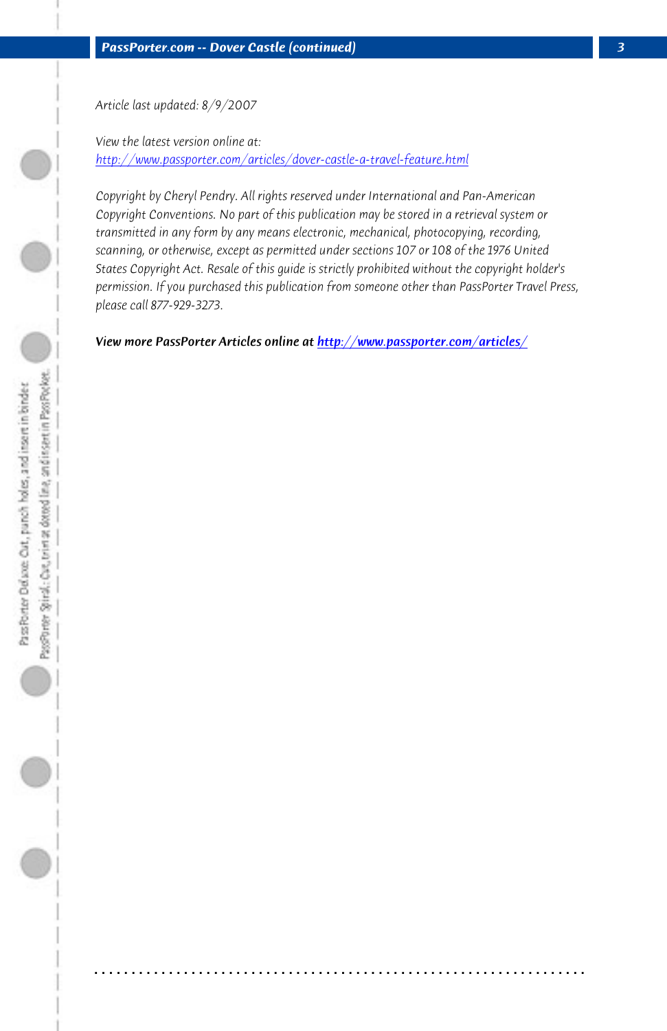*Article last updated: 8/9/2007*

*View the latest version online at:*
*http://www.passporter.com/articles/dover-castle-a-travel-feature.html*

*Copyright by Cheryl Pendry. All rights reserved under International and Pan-American Copyright Conventions. No part of this publication may be stored in a retrieval system or transmitted in any form by any means electronic, mechanical, photocopying, recording, scanning, or otherwise, except as permitted under sections 107 or 108 of the 1976 United States Copyright Act. Resale of this guide is strictly prohibited without the copyright holder's permission. If you purchased this publication from someone other than PassPorter Travel Press, please call 877-929-3273.*

***View more PassPorter Articles online at http://www.passporter.com/articles/***